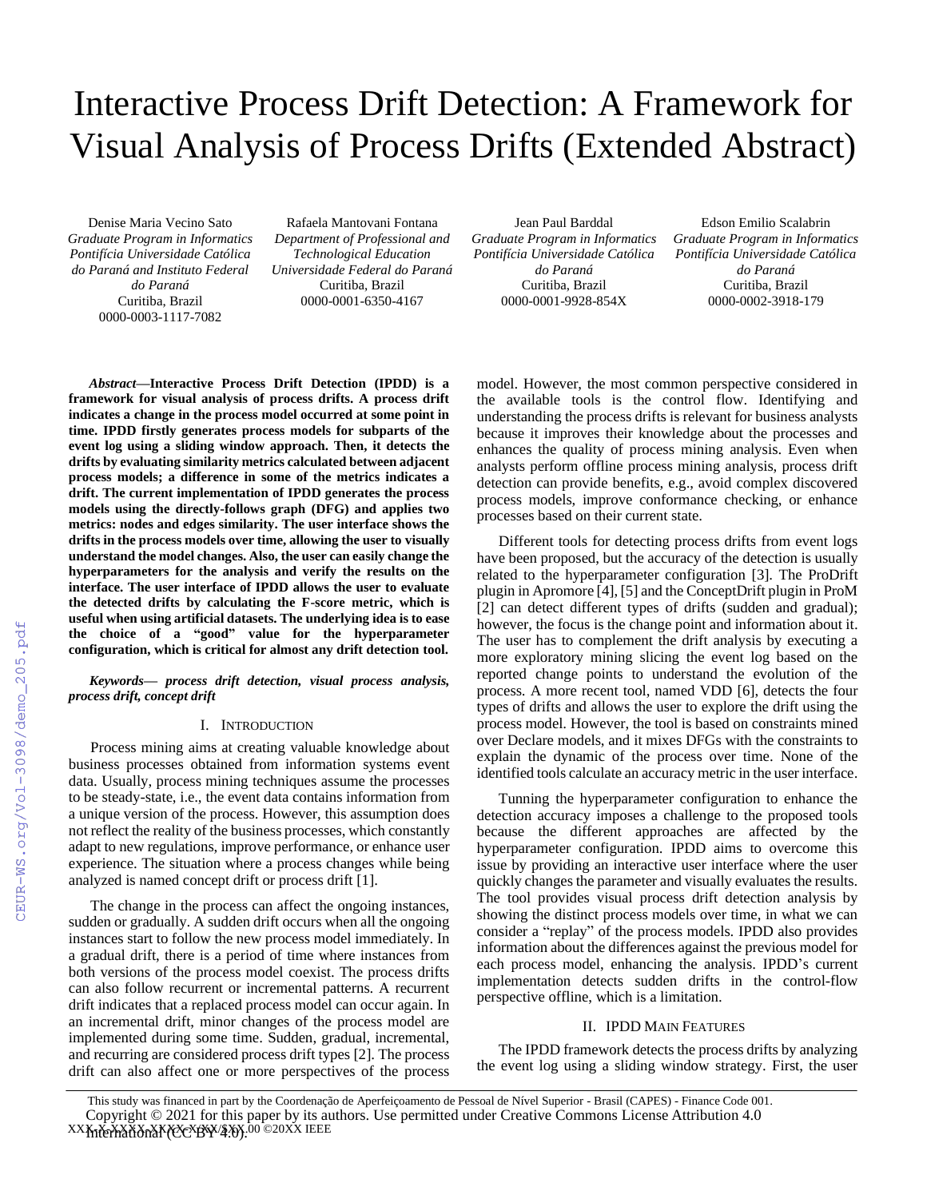# Interactive Process Drift Detection: A Framework for Visual Analysis of Process Drifts (Extended Abstract)

Denise Maria Vecino Sato
*Graduate Program in Informatics*
*Pontifícia Universidade Católica do Paraná and Instituto Federal do Paraná*
Curitiba, Brazil
0000-0003-1117-7082

Rafaela Mantovani Fontana
*Department of Professional and Technological Education*
*Universidade Federal do Paraná*
Curitiba, Brazil
0000-0001-6350-4167

Jean Paul Barddal
*Graduate Program in Informatics*
*Pontifícia Universidade Católica do Paraná*
Curitiba, Brazil
0000-0001-9928-854X

Edson Emilio Scalabrin
*Graduate Program in Informatics*
*Pontifícia Universidade Católica do Paraná*
Curitiba, Brazil
0000-0002-3918-179

***Abstract*—Interactive Process Drift Detection (IPDD) is a framework for visual analysis of process drifts. A process drift indicates a change in the process model occurred at some point in time. IPDD firstly generates process models for subparts of the event log using a sliding window approach. Then, it detects the drifts by evaluating similarity metrics calculated between adjacent process models; a difference in some of the metrics indicates a drift. The current implementation of IPDD generates the process models using the directly-follows graph (DFG) and applies two metrics: nodes and edges similarity. The user interface shows the drifts in the process models over time, allowing the user to visually understand the model changes. Also, the user can easily change the hyperparameters for the analysis and verify the results on the interface. The user interface of IPDD allows the user to evaluate the detected drifts by calculating the F-score metric, which is useful when using artificial datasets. The underlying idea is to ease the choice of a "good" value for the hyperparameter configuration, which is critical for almost any drift detection tool.**

***Keywords*— *process drift detection, visual process analysis, process drift, concept drift***

## I. Introduction

Process mining aims at creating valuable knowledge about business processes obtained from information systems event data. Usually, process mining techniques assume the processes to be steady-state, i.e., the event data contains information from a unique version of the process. However, this assumption does not reflect the reality of the business processes, which constantly adapt to new regulations, improve performance, or enhance user experience. The situation where a process changes while being analyzed is named concept drift or process drift [1].

The change in the process can affect the ongoing instances, sudden or gradually. A sudden drift occurs when all the ongoing instances start to follow the new process model immediately. In a gradual drift, there is a period of time where instances from both versions of the process model coexist. The process drifts can also follow recurrent or incremental patterns. A recurrent drift indicates that a replaced process model can occur again. In an incremental drift, minor changes of the process model are implemented during some time. Sudden, gradual, incremental, and recurring are considered process drift types [2]. The process drift can also affect one or more perspectives of the process model. However, the most common perspective considered in the available tools is the control flow. Identifying and understanding the process drifts is relevant for business analysts because it improves their knowledge about the processes and enhances the quality of process mining analysis. Even when analysts perform offline process mining analysis, process drift detection can provide benefits, e.g., avoid complex discovered process models, improve conformance checking, or enhance processes based on their current state.

Different tools for detecting process drifts from event logs have been proposed, but the accuracy of the detection is usually related to the hyperparameter configuration [3]. The ProDrift plugin in Apromore [4], [5] and the ConceptDrift plugin in ProM [2] can detect different types of drifts (sudden and gradual); however, the focus is the change point and information about it. The user has to complement the drift analysis by executing a more exploratory mining slicing the event log based on the reported change points to understand the evolution of the process. A more recent tool, named VDD [6], detects the four types of drifts and allows the user to explore the drift using the process model. However, the tool is based on constraints mined over Declare models, and it mixes DFGs with the constraints to explain the dynamic of the process over time. None of the identified tools calculate an accuracy metric in the user interface.

Tunning the hyperparameter configuration to enhance the detection accuracy imposes a challenge to the proposed tools because the different approaches are affected by the hyperparameter configuration. IPDD aims to overcome this issue by providing an interactive user interface where the user quickly changes the parameter and visually evaluates the results. The tool provides visual process drift detection analysis by showing the distinct process models over time, in what we can consider a "replay" of the process models. IPDD also provides information about the differences against the previous model for each process model, enhancing the analysis. IPDD's current implementation detects sudden drifts in the control-flow perspective offline, which is a limitation.

## II. IPDD Main Features

The IPDD framework detects the process drifts by analyzing the event log using a sliding window strategy. First, the user

This study was financed in part by the Coordenação de Aperfeiçoamento de Pessoal de Nível Superior - Brasil (CAPES) - Finance Code 001.

Copyright © 2021 for this paper by its authors. Use permitted under Creative Commons License Attribution 4.0 International (CC BY 4.0).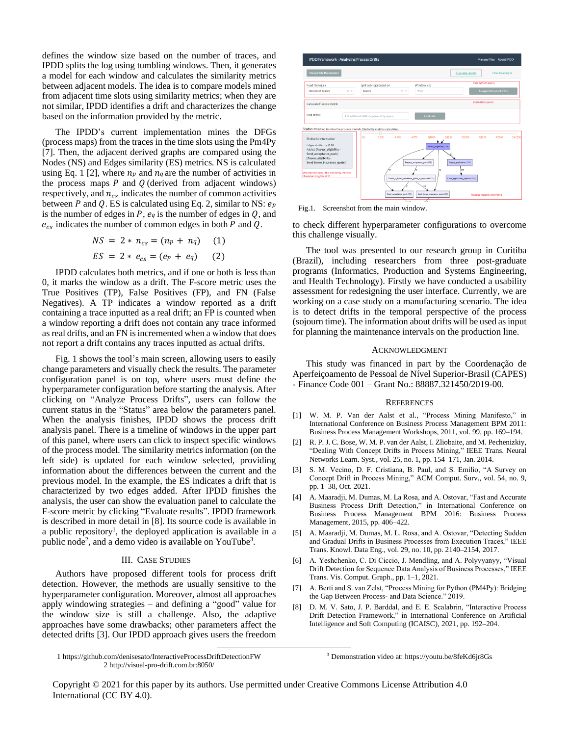defines the window size based on the number of traces, and IPDD splits the log using tumbling windows. Then, it generates a model for each window and calculates the similarity metrics between adjacent models. The idea is to compare models mined from adjacent time slots using similarity metrics; when they are not similar, IPDD identifies a drift and characterizes the change based on the information provided by the metric.

The IPDD's current implementation mines the DFGs (process maps) from the traces in the time slots using the Pm4Py [7]. Then, the adjacent derived graphs are compared using the Nodes (NS) and Edges similarity (ES) metrics. NS is calculated using Eq. 1 [2], where $n_P$ and $n_Q$ are the number of activities in the process maps $P$ and $Q$ (derived from adjacent windows) respectively, and $n_{cs}$ indicates the number of common activities between $P$ and $Q$. ES is calculated using Eq. 2, similar to NS: $e_P$ is the number of edges in $P$, $e_Q$ is the number of edges in $Q$, and $e_{cs}$ indicates the number of common edges in both $P$ and $Q$.

$$NS \;=\; 2 * n_{cs} = (n_P \;+\; n_Q) \qquad (1)$$

$$ES \;=\; 2 * e_{cs} = (e_P \;+\; e_Q) \qquad (2)$$

IPDD calculates both metrics, and if one or both is less than 0, it marks the window as a drift. The F-score metric uses the True Positives (TP), False Positives (FP), and FN (False Negatives). A TP indicates a window reported as a drift containing a trace inputted as a real drift; an FP is counted when a window reporting a drift does not contain any trace informed as real drifts, and an FN is incremented when a window that does not report a drift contains any traces inputted as actual drifts.

Fig. 1 shows the tool's main screen, allowing users to easily change parameters and visually check the results. The parameter configuration panel is on top, where users must define the hyperparameter configuration before starting the analysis. After clicking on "Analyze Process Drifts", users can follow the current status in the "Status" area below the parameters panel. When the analysis finishes, IPDD shows the process drift analysis panel. There is a timeline of windows in the upper part of this panel, where users can click to inspect specific windows of the process model. The similarity metrics information (on the left side) is updated for each window selected, providing information about the differences between the current and the previous model. In the example, the ES indicates a drift that is characterized by two edges added. After IPDD finishes the analysis, the user can show the evaluation panel to calculate the F-score metric by clicking "Evaluate results". IPDD framework is described in more detail in [8]. Its source code is available in a public repository[1], the deployed application is available in a public node[2], and a demo video is available on YouTube[3].

## III. Case Studies

Authors have proposed different tools for process drift detection. However, the methods are usually sensitive to the hyperparameter configuration. Moreover, almost all approaches apply windowing strategies – and defining a "good" value for the window size is still a challenge. Also, the adaptive approaches have some drawbacks; other parameters affect the detected drifts [3]. Our IPDD approach gives users the freedom to check different hyperparameter configurations to overcome this challenge visually.

Fig.1. Screenshot from the main window.

The tool was presented to our research group in Curitiba (Brazil), including researchers from three post-graduate programs (Informatics, Production and Systems Engineering, and Health Technology). Firstly we have conducted a usability assessment for redesigning the user interface. Currently, we are working on a case study on a manufacturing scenario. The idea is to detect drifts in the temporal perspective of the process (sojourn time). The information about drifts will be used as input for planning the maintenance intervals on the production line.

## Acknowledgment

This study was financed in part by the Coordenação de Aperfeiçoamento de Pessoal de Nível Superior-Brasil (CAPES) - Finance Code 001 – Grant No.: 88887.321450/2019-00.

## References

[1] W. M. P. Van der Aalst et al., "Process Mining Manifesto," in International Conference on Business Process Management BPM 2011: Business Process Management Workshops, 2011, vol. 99, pp. 169–194.

[2] R. P. J. C. Bose, W. M. P. van der Aalst, I. Zliobaite, and M. Pechenizkiy, "Dealing With Concept Drifts in Process Mining," IEEE Trans. Neural Networks Learn. Syst., vol. 25, no. 1, pp. 154–171, Jan. 2014.

[3] S. M. Vecino, D. F. Cristiana, B. Paul, and S. Emilio, "A Survey on Concept Drift in Process Mining," ACM Comput. Surv., vol. 54, no. 9, pp. 1–38, Oct. 2021.

[4] A. Maaradji, M. Dumas, M. La Rosa, and A. Ostovar, "Fast and Accurate Business Process Drift Detection," in International Conference on Business Process Management BPM 2016: Business Process Management, 2015, pp. 406–422.

[5] A. Maaradji, M. Dumas, M. L. Rosa, and A. Ostovar, "Detecting Sudden and Gradual Drifts in Business Processes from Execution Traces," IEEE Trans. Knowl. Data Eng., vol. 29, no. 10, pp. 2140–2154, 2017.

[6] A. Yeshchenko, C. Di Ciccio, J. Mendling, and A. Polyvyanyy, "Visual Drift Detection for Sequence Data Analysis of Business Processes," IEEE Trans. Vis. Comput. Graph., pp. 1–1, 2021.

[7] A. Berti and S. van Zelst, "Process Mining for Python (PM4Py): Bridging the Gap Between Process- and Data Science." 2019.

[8] D. M. V. Sato, J. P. Barddal, and E. E. Scalabrin, "Interactive Process Drift Detection Framework," in International Conference on Artificial Intelligence and Soft Computing (ICAISC), 2021, pp. 192–204.

1 https://github.com/denisesato/InteractiveProcessDriftDetectionFW
2 http://visual-pro-drift.com.br:8050/
3 Demonstration video at: https://youtu.be/8feKd6jr8Gs

Copyright © 2021 for this paper by its authors. Use permitted under Creative Commons License Attribution 4.0 International (CC BY 4.0).